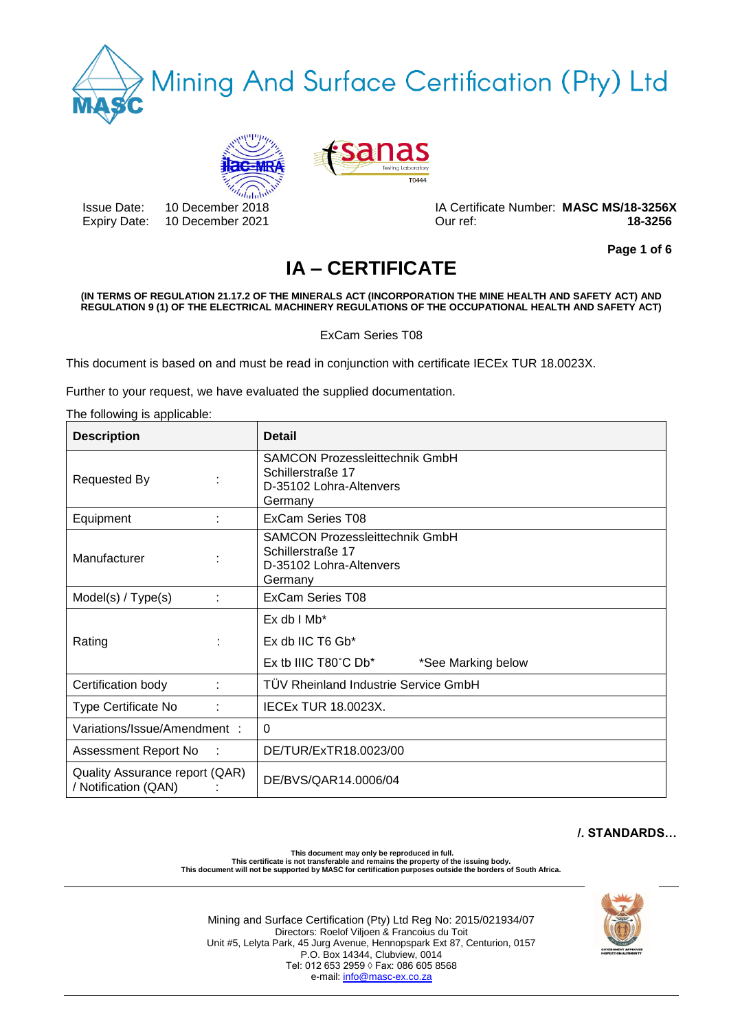Mining And Surface Certification (Pty) Ltd

Issue Date: 10 December 2018
Expiry Date: 10 December 2021

IA Certificate Number: **MASC MS/18-3256X**
Our ref: **18-3256**

# IA – CERTIFICATE

**(IN TERMS OF REGULATION 21.17.2 OF THE MINERALS ACT (INCORPORATION THE MINE HEALTH AND SAFETY ACT) AND REGULATION 9 (1) OF THE ELECTRICAL MACHINERY REGULATIONS OF THE OCCUPATIONAL HEALTH AND SAFETY ACT)**

ExCam Series T08

This document is based on and must be read in conjunction with certificate IECEx TUR 18.0023X.

Further to your request, we have evaluated the supplied documentation.

The following is applicable:

| Description | Detail |
|---|---|
| Requested By : | SAMCON Prozessleittechnik GmbH<br>Schillerstraße 17<br>D-35102 Lohra-Altenvers<br>Germany |
| Equipment : | ExCam Series T08 |
| Manufacturer : | SAMCON Prozessleittechnik GmbH<br>Schillerstraße 17<br>D-35102 Lohra-Altenvers<br>Germany |
| Model(s) / Type(s) : | ExCam Series T08 |
| Rating : | Ex db I Mb*<br>Ex db IIC T6 Gb*<br>Ex tb IIIC T80˚C Db* *See Marking below |
| Certification body : | TÜV Rheinland Industrie Service GmbH |
| Type Certificate No : | IECEx TUR 18.0023X. |
| Variations/Issue/Amendment : | 0 |
| Assessment Report No : | DE/TUR/ExTR18.0023/00 |
| Quality Assurance report (QAR) / Notification (QAN) : | DE/BVS/QAR14.0006/04 |

**/. STANDARDS…**

**This document may only be reproduced in full.**
**This certificate is not transferable and remains the property of the issuing body.**
**This document will not be supported by MASC for certification purposes outside the borders of South Africa.**

Mining and Surface Certification (Pty) Ltd Reg No: 2015/021934/07
Directors: Roelof Viljoen & Francoius du Toit
Unit #5, Lelyta Park, 45 Jurg Avenue, Hennopspark Ext 87, Centurion, 0157
P.O. Box 14344, Clubview, 0014
Tel: 012 653 2959 ◊ Fax: 086 605 8568
e-mail: info@masc-ex.co.za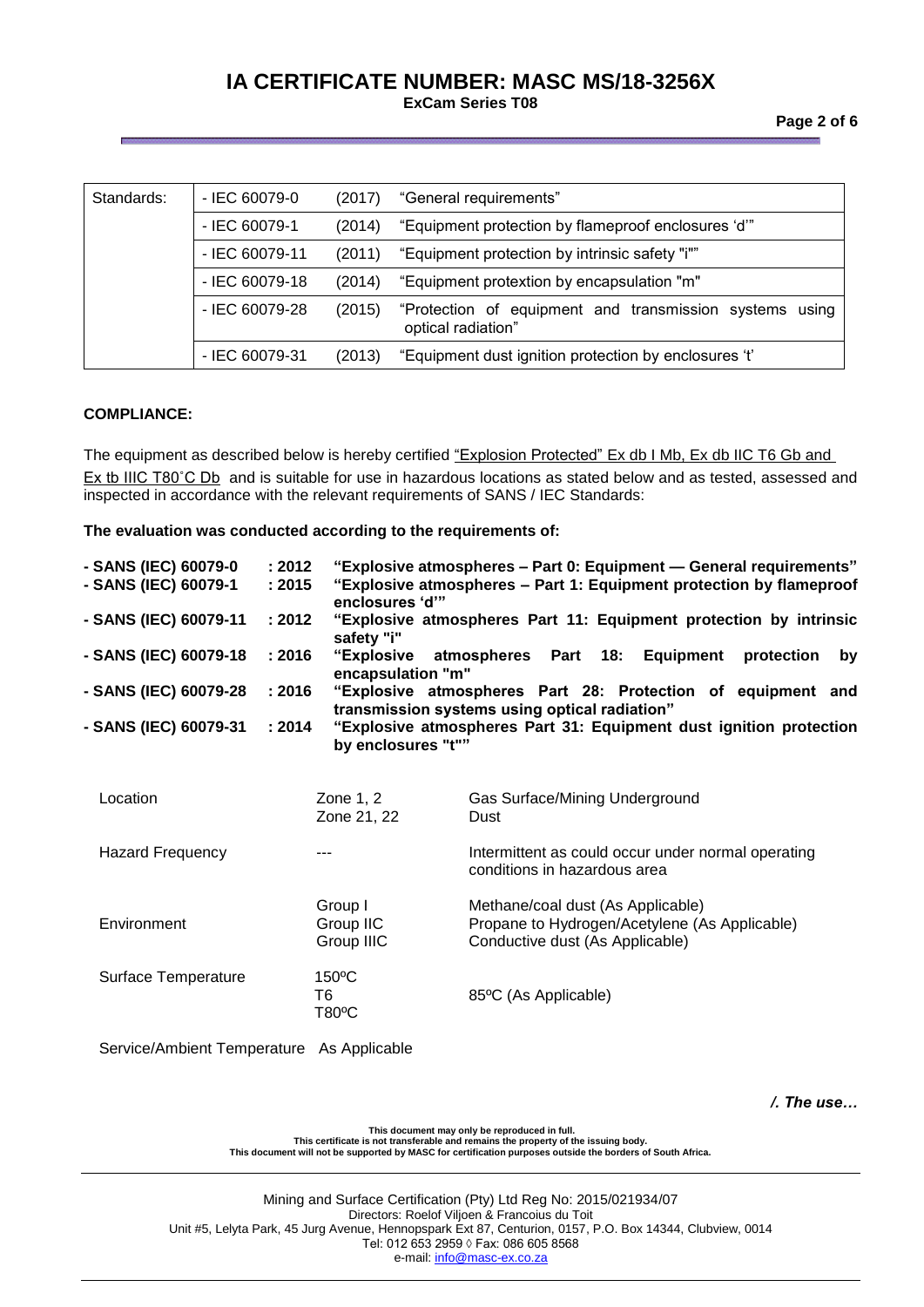| Standards: | - IEC 60079-0 | (2017) | "General requirements" |
|---|---|---|---|
| | - IEC 60079-1 | (2014) | "Equipment protection by flameproof enclosures 'd'" |
| | - IEC 60079-11 | (2011) | "Equipment protection by intrinsic safety "i"" |
| | - IEC 60079-18 | (2014) | "Equipment protextion by encapsulation "m" |
| | - IEC 60079-28 | (2015) | "Protection of equipment and transmission systems using optical radiation" |
| | - IEC 60079-31 | (2013) | "Equipment dust ignition protection by enclosures 't' |

**COMPLIANCE:**

The equipment as described below is hereby certified "Explosion Protected" Ex db I Mb, Ex db IIC T6 Gb and Ex tb IIIC T80˚C Db and is suitable for use in hazardous locations as stated below and as tested, assessed and inspected in accordance with the relevant requirements of SANS / IEC Standards:

**The evaluation was conducted according to the requirements of:**

| | | |
|---|---|---|
| **- SANS (IEC) 60079-0** | **: 2012** | **"Explosive atmospheres – Part 0: Equipment — General requirements"** |
| **- SANS (IEC) 60079-1** | **: 2015** | **"Explosive atmospheres – Part 1: Equipment protection by flameproof enclosures 'd'"** |
| **- SANS (IEC) 60079-11** | **: 2012** | **"Explosive atmospheres Part 11: Equipment protection by intrinsic safety "i"** |
| **- SANS (IEC) 60079-18** | **: 2016** | **"Explosive atmospheres Part 18: Equipment protection by encapsulation "m"** |
| **- SANS (IEC) 60079-28** | **: 2016** | **"Explosive atmospheres Part 28: Protection of equipment and transmission systems using optical radiation"** |
| **- SANS (IEC) 60079-31** | **: 2014** | **"Explosive atmospheres Part 31: Equipment dust ignition protection by enclosures "t""** |

| | | |
|---|---|---|
| Location | Zone 1, 2<br>Zone 21, 22 | Gas Surface/Mining Underground<br>Dust |
| Hazard Frequency | --- | Intermittent as could occur under normal operating conditions in hazardous area |
| Environment | Group I<br>Group IIC<br>Group IIIC | Methane/coal dust (As Applicable)<br>Propane to Hydrogen/Acetylene (As Applicable)<br>Conductive dust (As Applicable) |
| Surface Temperature | 150ºC<br>T6<br>T80ºC | 85ºC (As Applicable) |
| Service/Ambient Temperature | As Applicable | |

*/. The use…*

**This document may only be reproduced in full.**
**This certificate is not transferable and remains the property of the issuing body.**
**This document will not be supported by MASC for certification purposes outside the borders of South Africa.**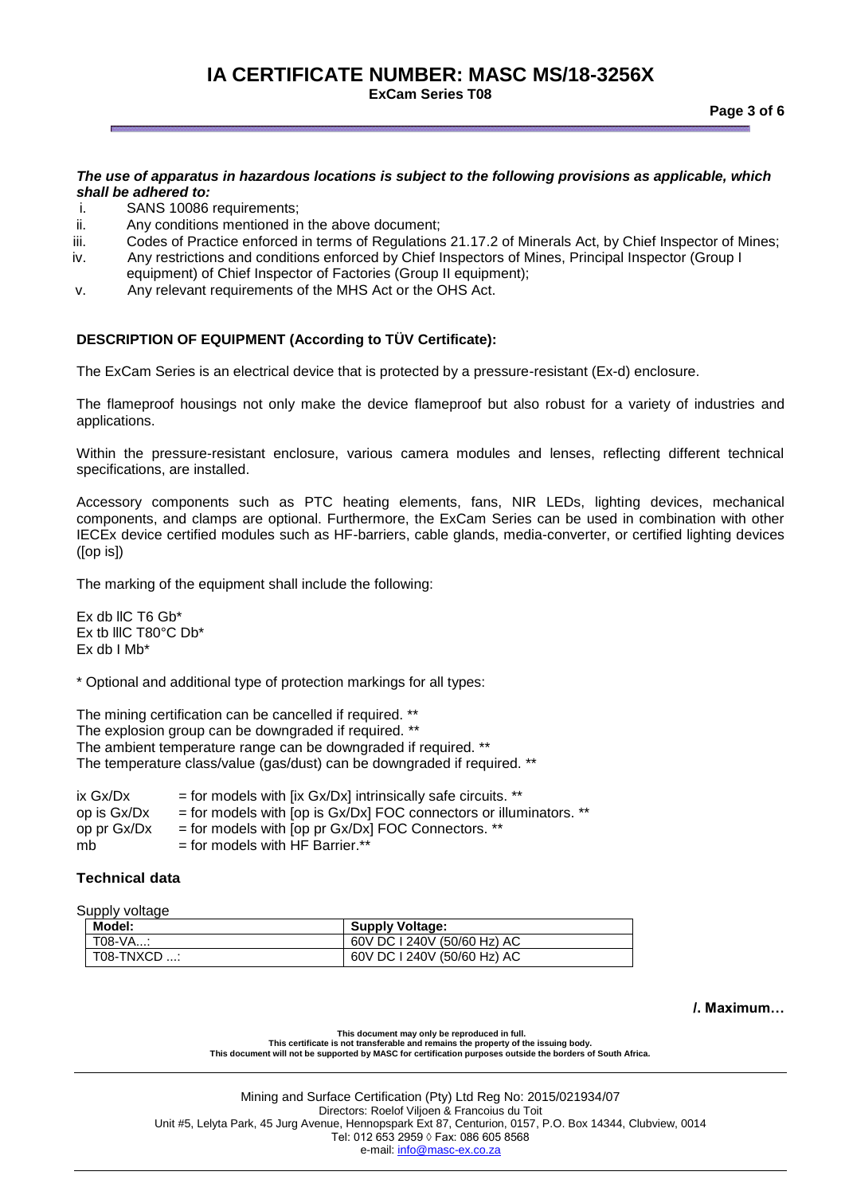**_The use of apparatus in hazardous locations is subject to the following provisions as applicable, which shall be adhered to:_**

i. SANS 10086 requirements;
ii. Any conditions mentioned in the above document;
iii. Codes of Practice enforced in terms of Regulations 21.17.2 of Minerals Act, by Chief Inspector of Mines;
iv. Any restrictions and conditions enforced by Chief Inspectors of Mines, Principal Inspector (Group I equipment) of Chief Inspector of Factories (Group II equipment);
v. Any relevant requirements of the MHS Act or the OHS Act.

**DESCRIPTION OF EQUIPMENT (According to TÜV Certificate):**

The ExCam Series is an electrical device that is protected by a pressure-resistant (Ex-d) enclosure.

The flameproof housings not only make the device flameproof but also robust for a variety of industries and applications.

Within the pressure-resistant enclosure, various camera modules and lenses, reflecting different technical specifications, are installed.

Accessory components such as PTC heating elements, fans, NIR LEDs, lighting devices, mechanical components, and clamps are optional. Furthermore, the ExCam Series can be used in combination with other IECEx device certified modules such as HF-barriers, cable glands, media-converter, or certified lighting devices ([op is])

The marking of the equipment shall include the following:

Ex db IIC T6 Gb*
Ex tb IIIC T80°C Db*
Ex db I Mb*

* Optional and additional type of protection markings for all types:

The mining certification can be cancelled if required. **
The explosion group can be downgraded if required. **
The ambient temperature range can be downgraded if required. **
The temperature class/value (gas/dust) can be downgraded if required. **

ix Gx/Dx = for models with [ix Gx/Dx] intrinsically safe circuits. **
op is Gx/Dx = for models with [op is Gx/Dx] FOC connectors or illuminators. **
op pr Gx/Dx = for models with [op pr Gx/Dx] FOC Connectors. **
mb = for models with HF Barrier.**

**Technical data**

Supply voltage

| Model: | Supply Voltage: |
|---|---|
| T08-VA...: | 60V DC I 240V (50/60 Hz) AC |
| T08-TNXCD ...: | 60V DC I 240V (50/60 Hz) AC |

**/. Maximum…**

**This document may only be reproduced in full.**
**This certificate is not transferable and remains the property of the issuing body.**
**This document will not be supported by MASC for certification purposes outside the borders of South Africa.**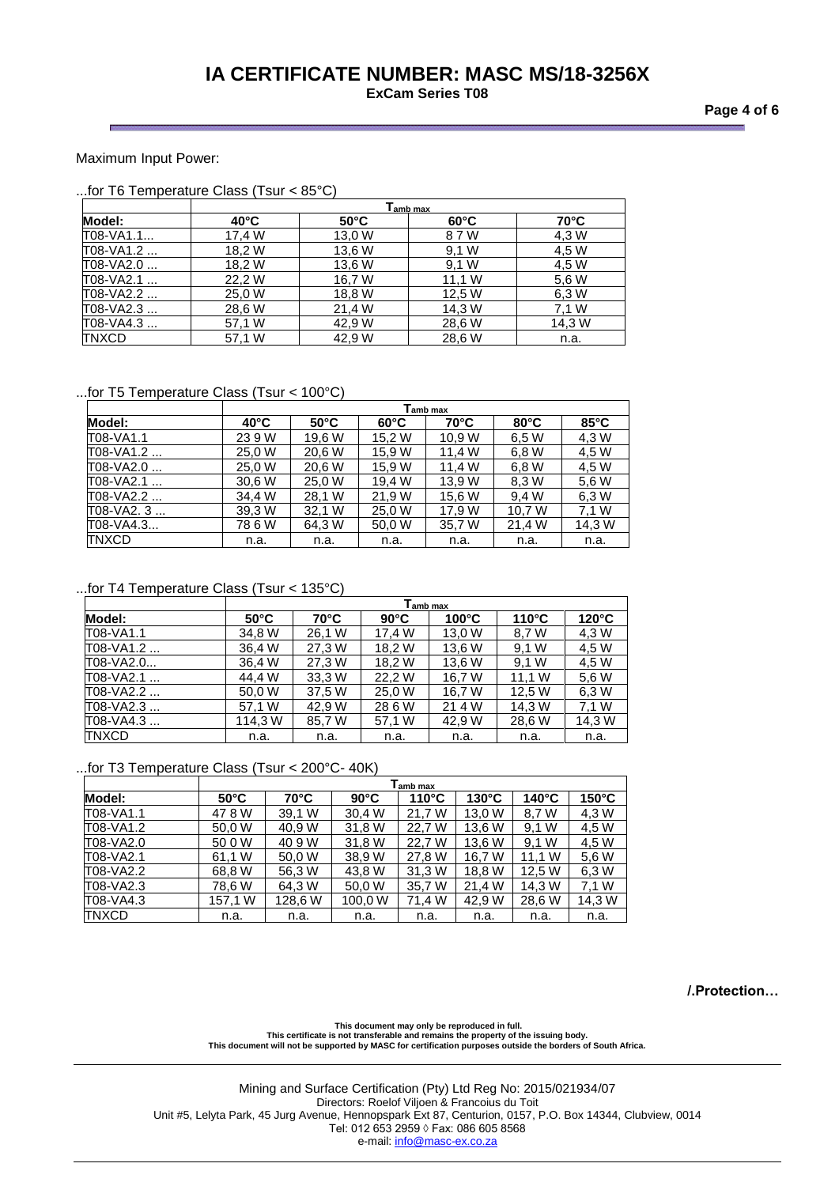Maximum Input Power:

...for T6 Temperature Class (Tsur < 85°C)

| | $T_{amb\ max}$ | | | |
|---|---|---|---|---|
| **Model:** | **40°C** | **50°C** | **60°C** | **70°C** |
| T08-VA1.1... | 17,4 W | 13,0 W | 8 7 W | 4,3 W |
| T08-VA1.2 ... | 18,2 W | 13,6 W | 9,1 W | 4,5 W |
| T08-VA2.0 ... | 18,2 W | 13,6 W | 9,1 W | 4,5 W |
| T08-VA2.1 ... | 22,2 W | 16,7 W | 11,1 W | 5,6 W |
| T08-VA2.2 ... | 25,0 W | 18,8 W | 12,5 W | 6,3 W |
| T08-VA2.3 ... | 28,6 W | 21,4 W | 14,3 W | 7,1 W |
| T08-VA4.3 ... | 57,1 W | 42,9 W | 28,6 W | 14,3 W |
| TNXCD | 57,1 W | 42,9 W | 28,6 W | n.a. |

...for T5 Temperature Class (Tsur < 100°C)

| | $T_{amb\ max}$ | | | | | |
|---|---|---|---|---|---|---|
| **Model:** | **40°C** | **50°C** | **60°C** | **70°C** | **80°C** | **85°C** |
| T08-VA1.1 | 23 9 W | 19,6 W | 15,2 W | 10,9 W | 6,5 W | 4,3 W |
| T08-VA1.2 ... | 25,0 W | 20,6 W | 15,9 W | 11,4 W | 6,8 W | 4,5 W |
| T08-VA2.0 ... | 25,0 W | 20,6 W | 15,9 W | 11,4 W | 6,8 W | 4,5 W |
| T08-VA2.1 ... | 30,6 W | 25,0 W | 19,4 W | 13,9 W | 8,3 W | 5,6 W |
| T08-VA2.2 ... | 34,4 W | 28,1 W | 21,9 W | 15,6 W | 9,4 W | 6,3 W |
| T08-VA2. 3 ... | 39,3 W | 32,1 W | 25,0 W | 17,9 W | 10,7 W | 7,1 W |
| T08-VA4.3... | 78 6 W | 64,3 W | 50,0 W | 35,7 W | 21,4 W | 14,3 W |
| TNXCD | n.a. | n.a. | n.a. | n.a. | n.a. | n.a. |

...for T4 Temperature Class (Tsur < 135°C)

| | $T_{amb\ max}$ | | | | | |
|---|---|---|---|---|---|---|
| **Model:** | **50°C** | **70°C** | **90°C** | **100°C** | **110°C** | **120°C** |
| T08-VA1.1 | 34,8 W | 26,1 W | 17,4 W | 13,0 W | 8,7 W | 4,3 W |
| T08-VA1.2 ... | 36,4 W | 27,3 W | 18,2 W | 13,6 W | 9,1 W | 4,5 W |
| T08-VA2.0... | 36,4 W | 27,3 W | 18,2 W | 13,6 W | 9,1 W | 4,5 W |
| T08-VA2.1 ... | 44,4 W | 33,3 W | 22,2 W | 16,7 W | 11,1 W | 5,6 W |
| T08-VA2.2 ... | 50,0 W | 37,5 W | 25,0 W | 16,7 W | 12,5 W | 6,3 W |
| T08-VA2.3 ... | 57,1 W | 42,9 W | 28 6 W | 21 4 W | 14,3 W | 7,1 W |
| T08-VA4.3 ... | 114,3 W | 85,7 W | 57,1 W | 42,9 W | 28,6 W | 14,3 W |
| TNXCD | n.a. | n.a. | n.a. | n.a. | n.a. | n.a. |

...for T3 Temperature Class (Tsur < 200°C- 40K)

| | $T_{amb\ max}$ | | | | | | |
|---|---|---|---|---|---|---|---|
| **Model:** | **50°C** | **70°C** | **90°C** | **110°C** | **130°C** | **140°C** | **150°C** |
| T08-VA1.1 | 47 8 W | 39,1 W | 30,4 W | 21,7 W | 13,0 W | 8,7 W | 4,3 W |
| T08-VA1.2 | 50,0 W | 40,9 W | 31,8 W | 22,7 W | 13,6 W | 9,1 W | 4,5 W |
| T08-VA2.0 | 50 0 W | 40 9 W | 31,8 W | 22,7 W | 13,6 W | 9,1 W | 4,5 W |
| T08-VA2.1 | 61,1 W | 50,0 W | 38,9 W | 27,8 W | 16,7 W | 11,1 W | 5,6 W |
| T08-VA2.2 | 68,8 W | 56,3 W | 43,8 W | 31,3 W | 18,8 W | 12,5 W | 6,3 W |
| T08-VA2.3 | 78,6 W | 64,3 W | 50,0 W | 35,7 W | 21,4 W | 14,3 W | 7,1 W |
| T08-VA4.3 | 157,1 W | 128,6 W | 100,0 W | 71,4 W | 42,9 W | 28,6 W | 14,3 W |
| TNXCD | n.a. | n.a. | n.a. | n.a. | n.a. | n.a. | n.a. |

**/.Protection…**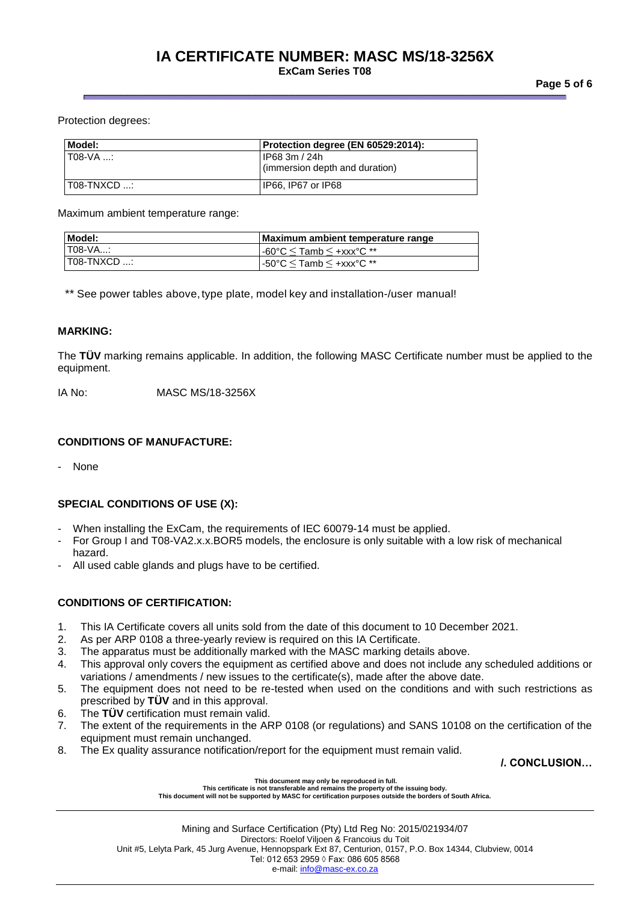Protection degrees:

| Model: | Protection degree (EN 60529:2014): |
|---|---|
| T08-VA ...: | IP68 3m / 24h<br>(immersion depth and duration) |
| T08-TNXCD ...: | IP66, IP67 or IP68 |

Maximum ambient temperature range:

| Model: | Maximum ambient temperature range |
|---|---|
| T08-VA...: | -60°C ≤ Tamb ≤ +xxx°C ** |
| T08-TNXCD ...: | -50°C ≤ Tamb ≤ +xxx°C ** |

** See power tables above, type plate, model key and installation-/user manual!

**MARKING:**

The **TÜV** marking remains applicable. In addition, the following MASC Certificate number must be applied to the equipment.

IA No: MASC MS/18-3256X

**CONDITIONS OF MANUFACTURE:**

- None

**SPECIAL CONDITIONS OF USE (X):**

- When installing the ExCam, the requirements of IEC 60079-14 must be applied.
- For Group I and T08-VA2.x.x.BOR5 models, the enclosure is only suitable with a low risk of mechanical hazard.
- All used cable glands and plugs have to be certified.

**CONDITIONS OF CERTIFICATION:**

1. This IA Certificate covers all units sold from the date of this document to 10 December 2021.
2. As per ARP 0108 a three-yearly review is required on this IA Certificate.
3. The apparatus must be additionally marked with the MASC marking details above.
4. This approval only covers the equipment as certified above and does not include any scheduled additions or variations / amendments / new issues to the certificate(s), made after the above date.
5. The equipment does not need to be re-tested when used on the conditions and with such restrictions as prescribed by **TÜV** and in this approval.
6. The **TÜV** certification must remain valid.
7. The extent of the requirements in the ARP 0108 (or regulations) and SANS 10108 on the certification of the equipment must remain unchanged.
8. The Ex quality assurance notification/report for the equipment must remain valid.

**/. CONCLUSION…**

**This document may only be reproduced in full.**
**This certificate is not transferable and remains the property of the issuing body.**
**This document will not be supported by MASC for certification purposes outside the borders of South Africa.**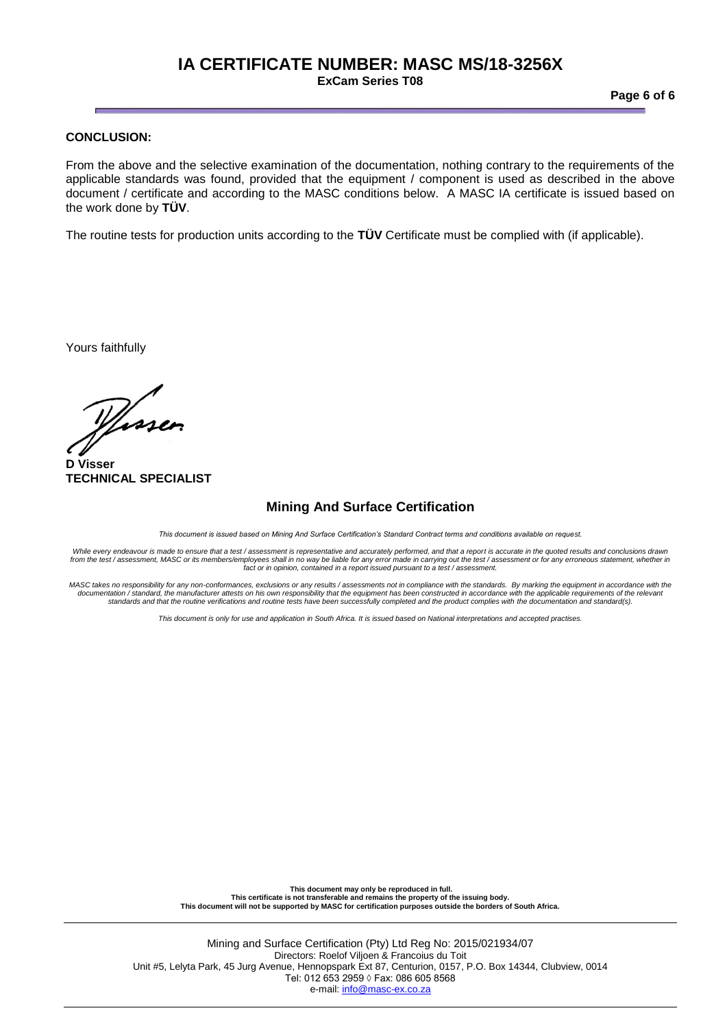**CONCLUSION:**

From the above and the selective examination of the documentation, nothing contrary to the requirements of the applicable standards was found, provided that the equipment / component is used as described in the above document / certificate and according to the MASC conditions below. A MASC IA certificate is issued based on the work done by **TÜV**.

The routine tests for production units according to the **TÜV** Certificate must be complied with (if applicable).

Yours faithfully

**D Visser**
**TECHNICAL SPECIALIST**

## Mining And Surface Certification

*This document is issued based on Mining And Surface Certification's Standard Contract terms and conditions available on request.*

*While every endeavour is made to ensure that a test / assessment is representative and accurately performed, and that a report is accurate in the quoted results and conclusions drawn from the test / assessment, MASC or its members/employees shall in no way be liable for any error made in carrying out the test / assessment or for any erroneous statement, whether in fact or in opinion, contained in a report issued pursuant to a test / assessment.*

*MASC takes no responsibility for any non-conformances, exclusions or any results / assessments not in compliance with the standards. By marking the equipment in accordance with the documentation / standard, the manufacturer attests on his own responsibility that the equipment has been constructed in accordance with the applicable requirements of the relevant standards and that the routine verifications and routine tests have been successfully completed and the product complies with the documentation and standard(s).*

*This document is only for use and application in South Africa. It is issued based on National interpretations and accepted practises.*

**This document may only be reproduced in full.**
**This certificate is not transferable and remains the property of the issuing body.**
**This document will not be supported by MASC for certification purposes outside the borders of South Africa.**

Mining and Surface Certification (Pty) Ltd Reg No: 2015/021934/07
Directors: Roelof Viljoen & Francoius du Toit
Unit #5, Lelyta Park, 45 Jurg Avenue, Hennopspark Ext 87, Centurion, 0157, P.O. Box 14344, Clubview, 0014
Tel: 012 653 2959 ◊ Fax: 086 605 8568
e-mail: info@masc-ex.co.za